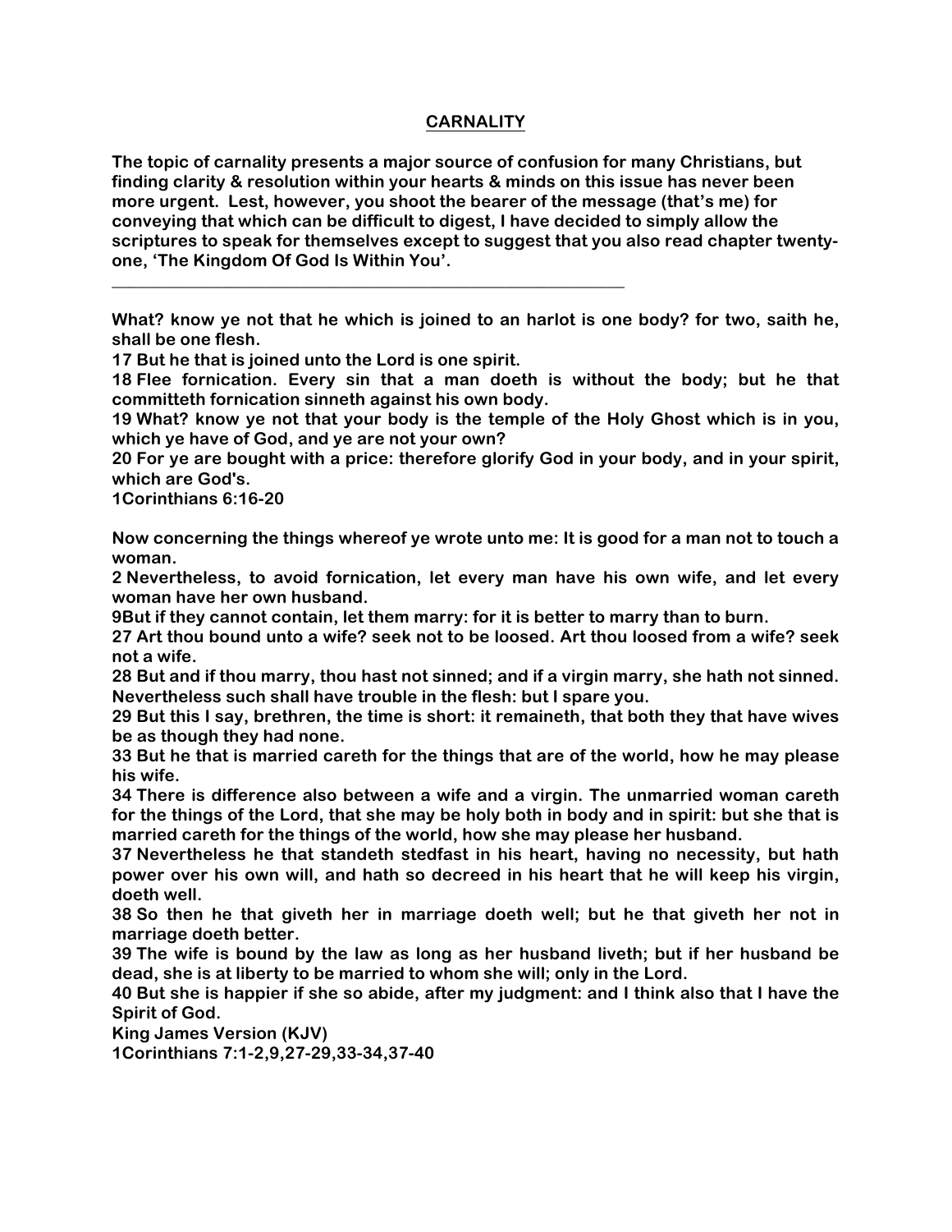# CARNALITY

**The topic of carnality presents a major source of confusion for many Christians, but finding clarity & resolution within your hearts & minds on this issue has never been more urgent. Lest, however, you shoot the bearer of the message (that's me) for conveying that which can be difficult to digest, I have decided to simply allow the scriptures to speak for themselves except to suggest that you also read chapter twenty-one, 'The Kingdom Of God Is Within You'.**

---

**What? know ye not that he which is joined to an harlot is one body? for two, saith he, shall be one flesh.**
**17 But he that is joined unto the Lord is one spirit.**
**18 Flee fornication. Every sin that a man doeth is without the body; but he that committeth fornication sinneth against his own body.**
**19 What? know ye not that your body is the temple of the Holy Ghost which is in you, which ye have of God, and ye are not your own?**
**20 For ye are bought with a price: therefore glorify God in your body, and in your spirit, which are God's.**
**1Corinthians 6:16-20**

**Now concerning the things whereof ye wrote unto me: It is good for a man not to touch a woman.**
**2 Nevertheless, to avoid fornication, let every man have his own wife, and let every woman have her own husband.**
**9But if they cannot contain, let them marry: for it is better to marry than to burn.**
**27 Art thou bound unto a wife? seek not to be loosed. Art thou loosed from a wife? seek not a wife.**
**28 But and if thou marry, thou hast not sinned; and if a virgin marry, she hath not sinned. Nevertheless such shall have trouble in the flesh: but I spare you.**
**29 But this I say, brethren, the time is short: it remaineth, that both they that have wives be as though they had none.**
**33 But he that is married careth for the things that are of the world, how he may please his wife.**
**34 There is difference also between a wife and a virgin. The unmarried woman careth for the things of the Lord, that she may be holy both in body and in spirit: but she that is married careth for the things of the world, how she may please her husband.**
**37 Nevertheless he that standeth stedfast in his heart, having no necessity, but hath power over his own will, and hath so decreed in his heart that he will keep his virgin, doeth well.**
**38 So then he that giveth her in marriage doeth well; but he that giveth her not in marriage doeth better.**
**39 The wife is bound by the law as long as her husband liveth; but if her husband be dead, she is at liberty to be married to whom she will; only in the Lord.**
**40 But she is happier if she so abide, after my judgment: and I think also that I have the Spirit of God.**
**King James Version (KJV)**
**1Corinthians 7:1-2,9,27-29,33-34,37-40**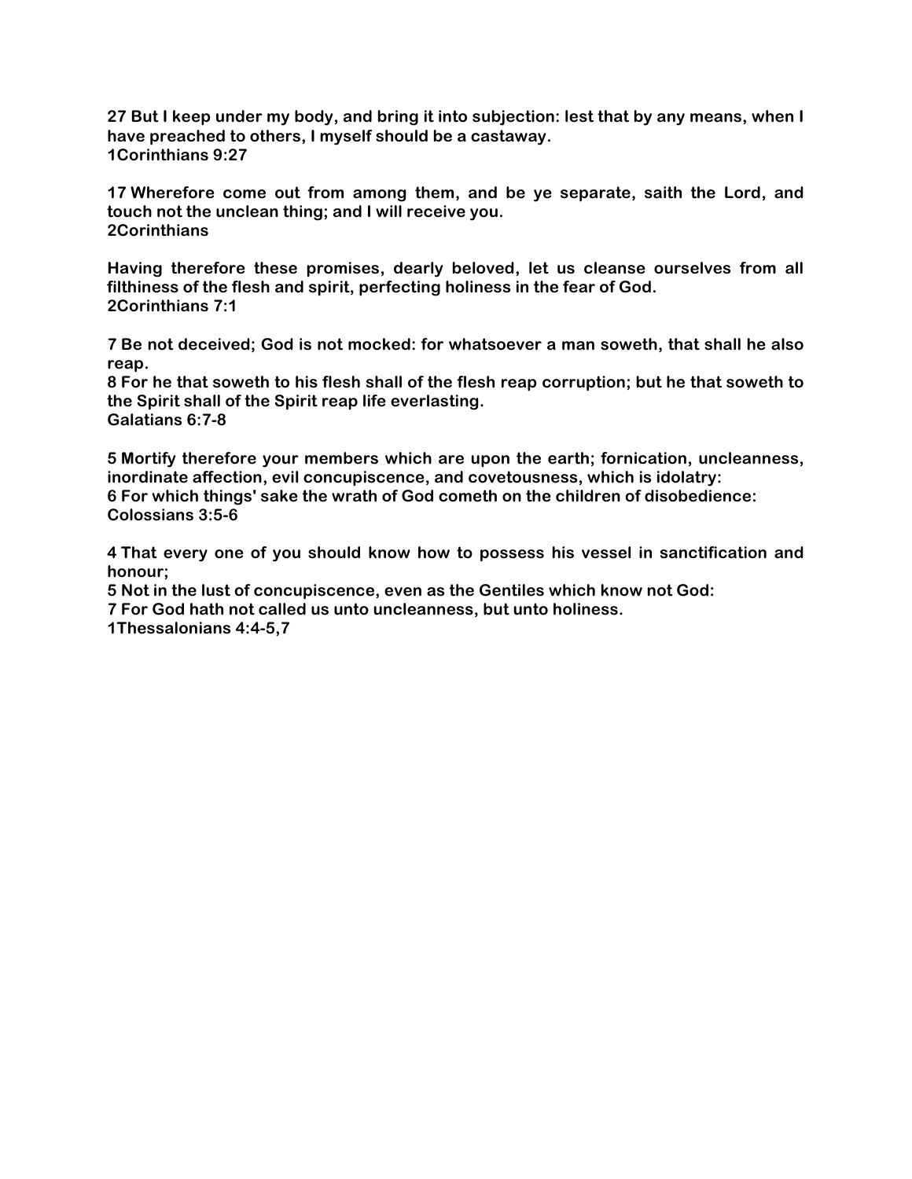**27 But I keep under my body, and bring it into subjection: lest that by any means, when I have preached to others, I myself should be a castaway.**
**1Corinthians 9:27**

**17 Wherefore come out from among them, and be ye separate, saith the Lord, and touch not the unclean thing; and I will receive you.**
**2Corinthians**

**Having therefore these promises, dearly beloved, let us cleanse ourselves from all filthiness of the flesh and spirit, perfecting holiness in the fear of God.**
**2Corinthians 7:1**

**7 Be not deceived; God is not mocked: for whatsoever a man soweth, that shall he also reap.**
**8 For he that soweth to his flesh shall of the flesh reap corruption; but he that soweth to the Spirit shall of the Spirit reap life everlasting.**
**Galatians 6:7-8**

**5 Mortify therefore your members which are upon the earth; fornication, uncleanness, inordinate affection, evil concupiscence, and covetousness, which is idolatry:**
**6 For which things' sake the wrath of God cometh on the children of disobedience:**
**Colossians 3:5-6**

**4 That every one of you should know how to possess his vessel in sanctification and honour;**
**5 Not in the lust of concupiscence, even as the Gentiles which know not God:**
**7 For God hath not called us unto uncleanness, but unto holiness.**
**1Thessalonians 4:4-5,7**